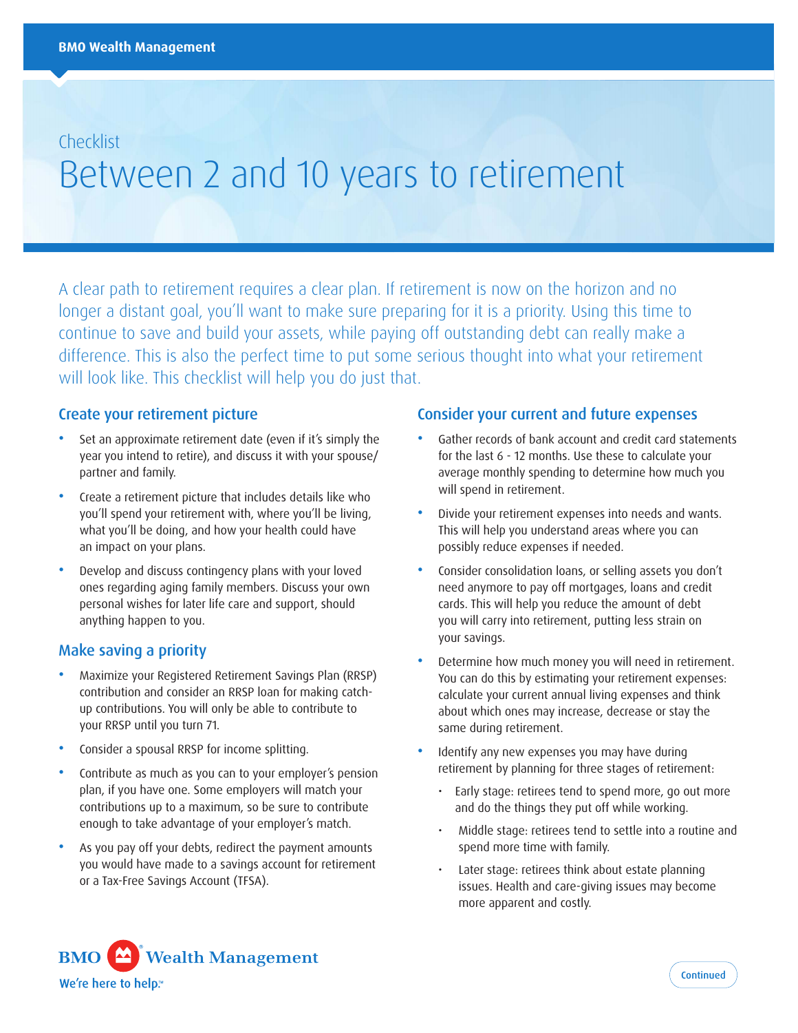BMO Wealth Management

Checklist

# Between 2 and 10 years to retirement

A clear path to retirement requires a clear plan. If retirement is now on the horizon and no longer a distant goal, you'll want to make sure preparing for it is a priority. Using this time to continue to save and build your assets, while paying off outstanding debt can really make a difference. This is also the perfect time to put some serious thought into what your retirement will look like. This checklist will help you do just that.

## Create your retirement picture

- Set an approximate retirement date (even if it's simply the year you intend to retire), and discuss it with your spouse/partner and family.
- Create a retirement picture that includes details like who you'll spend your retirement with, where you'll be living, what you'll be doing, and how your health could have an impact on your plans.
- Develop and discuss contingency plans with your loved ones regarding aging family members. Discuss your own personal wishes for later life care and support, should anything happen to you.

## Make saving a priority

- Maximize your Registered Retirement Savings Plan (RRSP) contribution and consider an RRSP loan for making catch-up contributions. You will only be able to contribute to your RRSP until you turn 71.
- Consider a spousal RRSP for income splitting.
- Contribute as much as you can to your employer's pension plan, if you have one. Some employers will match your contributions up to a maximum, so be sure to contribute enough to take advantage of your employer's match.
- As you pay off your debts, redirect the payment amounts you would have made to a savings account for retirement or a Tax-Free Savings Account (TFSA).

## Consider your current and future expenses

- Gather records of bank account and credit card statements for the last 6 - 12 months. Use these to calculate your average monthly spending to determine how much you will spend in retirement.
- Divide your retirement expenses into needs and wants. This will help you understand areas where you can possibly reduce expenses if needed.
- Consider consolidation loans, or selling assets you don't need anymore to pay off mortgages, loans and credit cards. This will help you reduce the amount of debt you will carry into retirement, putting less strain on your savings.
- Determine how much money you will need in retirement. You can do this by estimating your retirement expenses: calculate your current annual living expenses and think about which ones may increase, decrease or stay the same during retirement.
- Identify any new expenses you may have during retirement by planning for three stages of retirement:
  - Early stage: retirees tend to spend more, go out more and do the things they put off while working.
  - Middle stage: retirees tend to settle into a routine and spend more time with family.
  - Later stage: retirees think about estate planning issues. Health and care-giving issues may become more apparent and costly.

BMO Wealth Management
We're here to help.™

Continued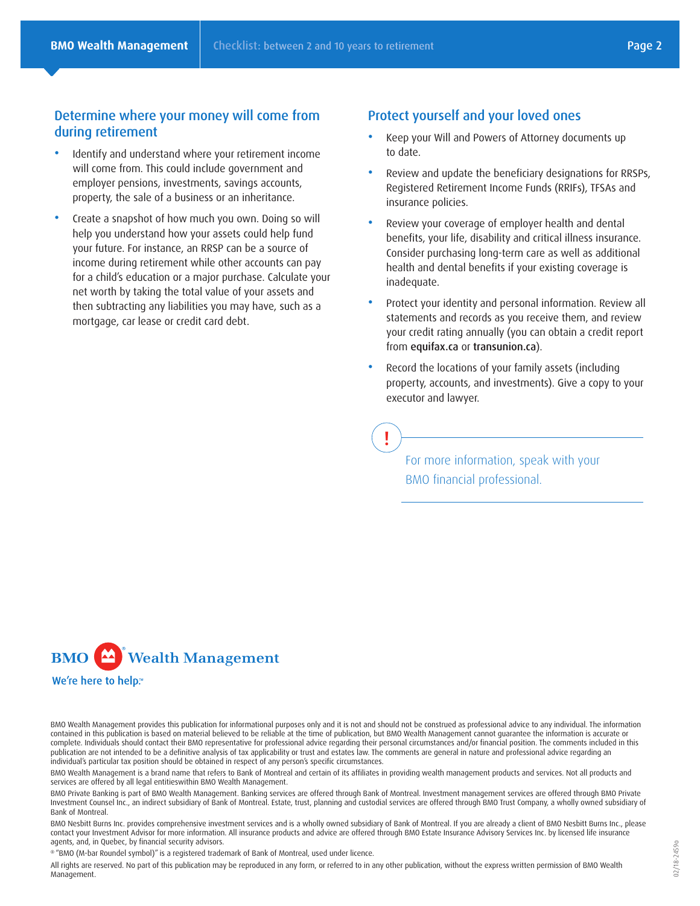## Determine where your money will come from during retirement

- Identify and understand where your retirement income will come from. This could include government and employer pensions, investments, savings accounts, property, the sale of a business or an inheritance.
- Create a snapshot of how much you own. Doing so will help you understand how your assets could help fund your future. For instance, an RRSP can be a source of income during retirement while other accounts can pay for a child's education or a major purchase. Calculate your net worth by taking the total value of your assets and then subtracting any liabilities you may have, such as a mortgage, car lease or credit card debt.

## Protect yourself and your loved ones

- Keep your Will and Powers of Attorney documents up to date.
- Review and update the beneficiary designations for RRSPs, Registered Retirement Income Funds (RRIFs), TFSAs and insurance policies.
- Review your coverage of employer health and dental benefits, your life, disability and critical illness insurance. Consider purchasing long-term care as well as additional health and dental benefits if your existing coverage is inadequate.
- Protect your identity and personal information. Review all statements and records as you receive them, and review your credit rating annually (you can obtain a credit report from **equifax.ca** or **transunion.ca**).
- Record the locations of your family assets (including property, accounts, and investments). Give a copy to your executor and lawyer.

For more information, speak with your BMO financial professional.

BMO Wealth Management

We're here to help.™

BMO Wealth Management provides this publication for informational purposes only and it is not and should not be construed as professional advice to any individual. The information contained in this publication is based on material believed to be reliable at the time of publication, but BMO Wealth Management cannot guarantee the information is accurate or complete. Individuals should contact their BMO representative for professional advice regarding their personal circumstances and/or financial position. The comments included in this publication are not intended to be a definitive analysis of tax applicability or trust and estates law. The comments are general in nature and professional advice regarding an individual's particular tax position should be obtained in respect of any person's specific circumstances.

BMO Wealth Management is a brand name that refers to Bank of Montreal and certain of its affiliates in providing wealth management products and services. Not all products and services are offered by all legal entitieswithin BMO Wealth Management.

BMO Private Banking is part of BMO Wealth Management. Banking services are offered through Bank of Montreal. Investment management services are offered through BMO Private Investment Counsel Inc., an indirect subsidiary of Bank of Montreal. Estate, trust, planning and custodial services are offered through BMO Trust Company, a wholly owned subsidiary of Bank of Montreal.

BMO Nesbitt Burns Inc. provides comprehensive investment services and is a wholly owned subsidiary of Bank of Montreal. If you are already a client of BMO Nesbitt Burns Inc., please contact your Investment Advisor for more information. All insurance products and advice are offered through BMO Estate Insurance Advisory Services Inc. by licensed life insurance agents, and, in Quebec, by financial security advisors.

® "BMO (M-bar Roundel symbol)" is a registered trademark of Bank of Montreal, used under licence.

All rights are reserved. No part of this publication may be reproduced in any form, or referred to in any other publication, without the express written permission of BMO Wealth Management.

02/18-2459o